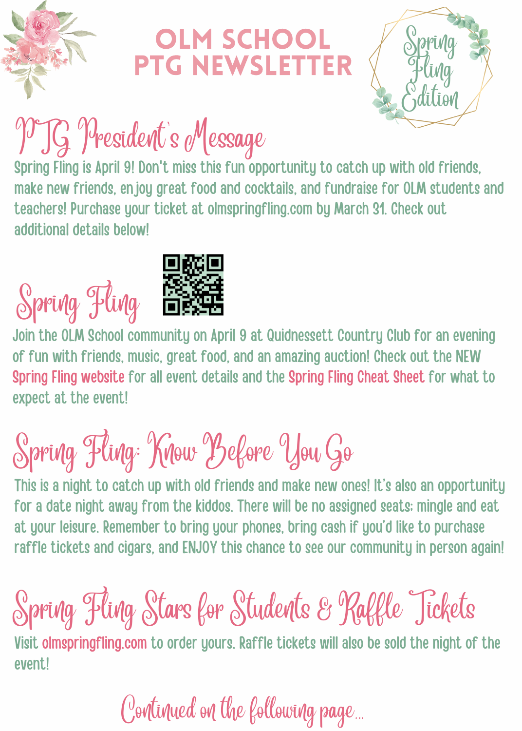# OLM SCHOOL PTG NEWSLETTER

Spring Fling Edition

## PTG President's Message

Spring Fling is April 9! Don't miss this fun opportunity to catch up with old friends, make new friends, enjoy great food and cocktails, and fundraise for OLM students and teachers! Purchase your ticket at olmspringfling.com by March 31. Check out additional details below!

## Spring Fling

Join the OLM School community on April 9 at Quidnessett Country Club for an evening of fun with friends, music, great food, and an amazing auction! Check out the NEW Spring Fling website for all event details and the Spring Fling Cheat Sheet for what to expect at the event!

## Spring Fling: Know Before You Go

This is a night to catch up with old friends and make new ones! It's also an opportunity for a date night away from the kiddos. There will be no assigned seats; mingle and eat at your leisure. Remember to bring your phones, bring cash if you'd like to purchase raffle tickets and cigars, and ENJOY this chance to see our community in person again!

## Spring Fling Stars for Students & Raffle Tickets

Visit olmspringfling.com to order yours. Raffle tickets will also be sold the night of the event!

*Continued on the following page...*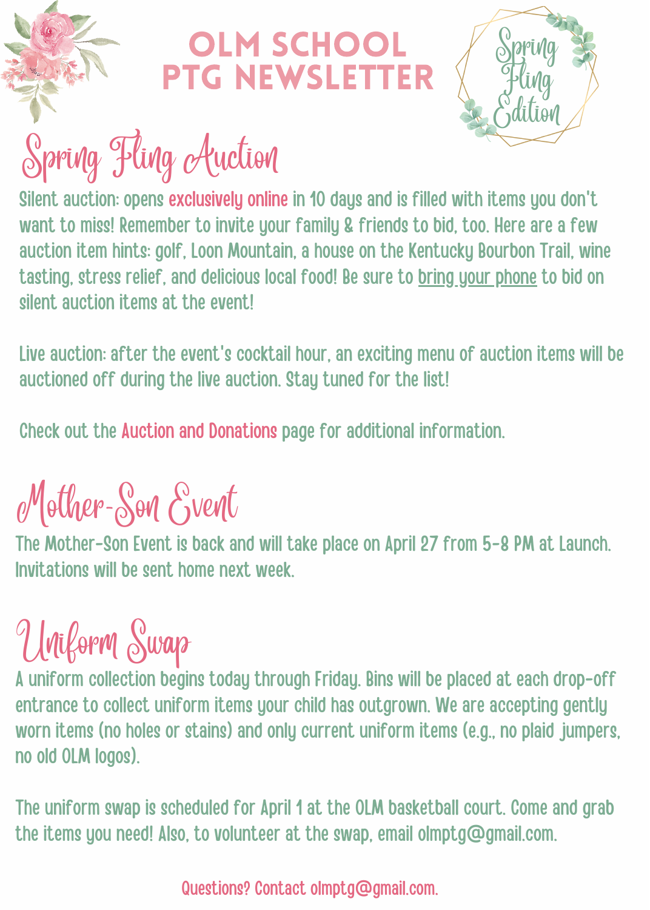# OLM SCHOOL PTG NEWSLETTER

Spring Fling Edition

## Spring Fling Auction

Silent auction: opens **exclusively online** in 10 days and is filled with items you don't want to miss! Remember to invite your family & friends to bid, too. Here are a few auction item hints: golf, Loon Mountain, a house on the Kentucky Bourbon Trail, wine tasting, stress relief, and delicious local food! Be sure to bring your phone to bid on silent auction items at the event!

Live auction: after the event's cocktail hour, an exciting menu of auction items will be auctioned off during the live auction. Stay tuned for the list!

Check out the Auction and Donations page for additional information.

## Mother-Son Event

The Mother-Son Event is back and will take place on April 27 from 5-8 PM at Launch. Invitations will be sent home next week.

## Uniform Swap

A uniform collection begins today through Friday. Bins will be placed at each drop-off entrance to collect uniform items your child has outgrown. We are accepting gently worn items (no holes or stains) and only current uniform items (e.g., no plaid jumpers, no old OLM logos).

The uniform swap is scheduled for April 1 at the OLM basketball court. Come and grab the items you need! Also, to volunteer at the swap, email olmptg@gmail.com.

Questions? Contact olmptg@gmail.com.